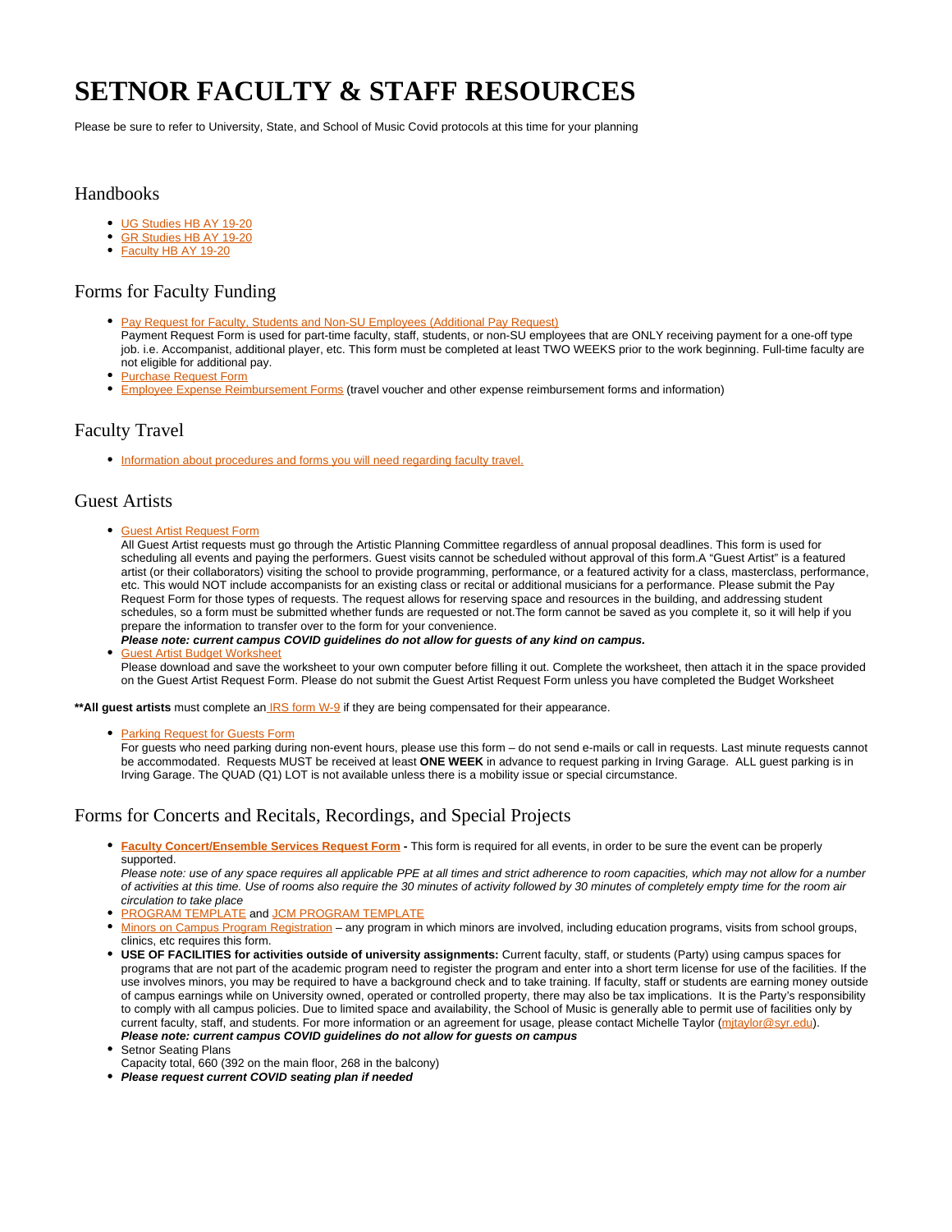# SETNOR FACULTY & STAFF RESOURCES

Please be sure to refer to University, State, and School of Music Covid protocols at this time for your planning

## Handbooks

- UG Studies HB AY 19-20
- GR Studies HB AY 19-20
- Faculty HB AY 19-20

## Forms for Faculty Funding

- Pay Request for Faculty, Students and Non-SU Employees (Additional Pay Request)
  Payment Request Form is used for part-time faculty, staff, students, or non-SU employees that are ONLY receiving payment for a one-off type job. i.e. Accompanist, additional player, etc. This form must be completed at least TWO WEEKS prior to the work beginning. Full-time faculty are not eligible for additional pay.
- Purchase Request Form
- Employee Expense Reimbursement Forms (travel voucher and other expense reimbursement forms and information)

## Faculty Travel

- Information about procedures and forms you will need regarding faculty travel.

## Guest Artists

- Guest Artist Request Form
  All Guest Artist requests must go through the Artistic Planning Committee regardless of annual proposal deadlines. This form is used for scheduling all events and paying the performers. Guest visits cannot be scheduled without approval of this form.A "Guest Artist" is a featured artist (or their collaborators) visiting the school to provide programming, performance, or a featured activity for a class, masterclass, performance, etc. This would NOT include accompanists for an existing class or recital or additional musicians for a performance. Please submit the Pay Request Form for those types of requests. The request allows for reserving space and resources in the building, and addressing student schedules, so a form must be submitted whether funds are requested or not.The form cannot be saved as you complete it, so it will help if you prepare the information to transfer over to the form for your convenience.
  ***Please note: current campus COVID guidelines do not allow for guests of any kind on campus.***
- Guest Artist Budget Worksheet
  Please download and save the worksheet to your own computer before filling it out. Complete the worksheet, then attach it in the space provided on the Guest Artist Request Form. Please do not submit the Guest Artist Request Form unless you have completed the Budget Worksheet

****All guest artists** must complete an IRS form W-9 if they are being compensated for their appearance.

- Parking Request for Guests Form
  For guests who need parking during non-event hours, please use this form – do not send e-mails or call in requests. Last minute requests cannot be accommodated. Requests MUST be received at least **ONE WEEK** in advance to request parking in Irving Garage. ALL guest parking is in Irving Garage. The QUAD (Q1) LOT is not available unless there is a mobility issue or special circumstance.

## Forms for Concerts and Recitals, Recordings, and Special Projects

- **Faculty Concert/Ensemble Services Request Form** **-** This form is required for all events, in order to be sure the event can be properly supported.
  *Please note: use of any space requires all applicable PPE at all times and strict adherence to room capacities, which may not allow for a number of activities at this time. Use of rooms also require the 30 minutes of activity followed by 30 minutes of completely empty time for the room air circulation to take place*
- PROGRAM TEMPLATE and JCM PROGRAM TEMPLATE
- Minors on Campus Program Registration – any program in which minors are involved, including education programs, visits from school groups, clinics, etc requires this form.
- **USE OF FACILITIES for activities outside of university assignments:** Current faculty, staff, or students (Party) using campus spaces for programs that are not part of the academic program need to register the program and enter into a short term license for use of the facilities. If the use involves minors, you may be required to have a background check and to take training. If faculty, staff or students are earning money outside of campus earnings while on University owned, operated or controlled property, there may also be tax implications. It is the Party's responsibility to comply with all campus policies. Due to limited space and availability, the School of Music is generally able to permit use of facilities only by current faculty, staff, and students. For more information or an agreement for usage, please contact Michelle Taylor (mjtaylor@syr.edu).
  ***Please note: current campus COVID guidelines do not allow for guests on campus***
- Setnor Seating Plans
  Capacity total, 660 (392 on the main floor, 268 in the balcony)
- ***Please request current COVID seating plan if needed***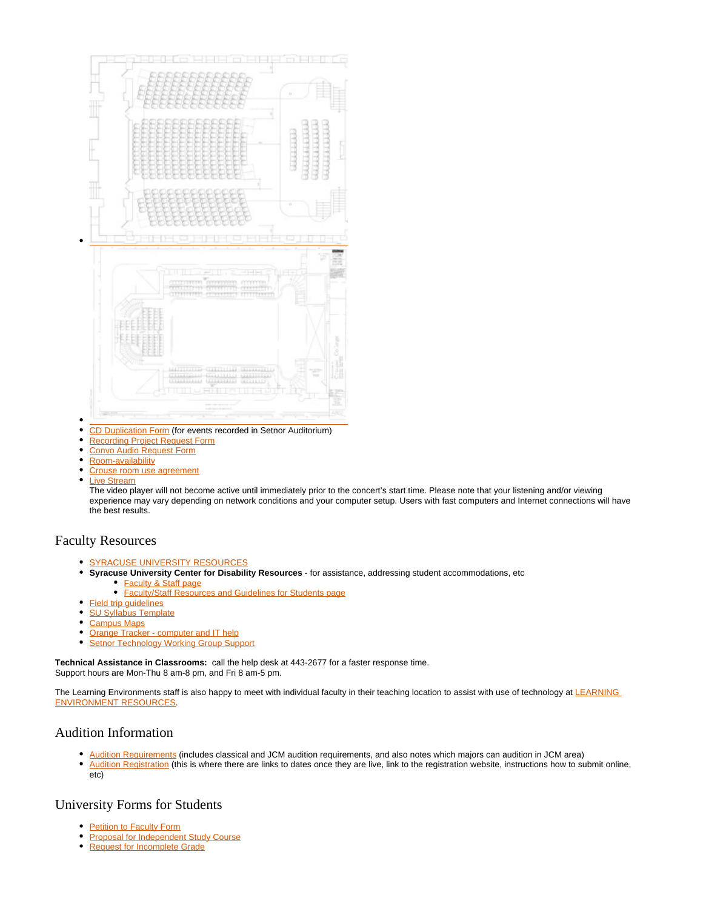- [CD Duplication Form] (for events recorded in Setnor Auditorium)
- [Recording Project Request Form]
- [Convo Audio Request Form]
- [Room-availability]
- [Crouse room use agreement]
- [Live Stream]
  The video player will not become active until immediately prior to the concert's start time. Please note that your listening and/or viewing experience may vary depending on network conditions and your computer setup. Users with fast computers and Internet connections will have the best results.

## Faculty Resources

- SYRACUSE UNIVERSITY RESOURCES
- **Syracuse University Center for Disability Resources** - for assistance, addressing student accommodations, etc
  - Faculty & Staff page
  - Faculty/Staff Resources and Guidelines for Students page
- Field trip guidelines
- SU Syllabus Template
- Campus Maps
- Orange Tracker - computer and IT help
- Setnor Technology Working Group Support

**Technical Assistance in Classrooms:** call the help desk at 443-2677 for a faster response time.
Support hours are Mon-Thu 8 am-8 pm, and Fri 8 am-5 pm.

The Learning Environments staff is also happy to meet with individual faculty in their teaching location to assist with use of technology at LEARNING ENVIRONMENT RESOURCES.

## Audition Information

- Audition Requirements (includes classical and JCM audition requirements, and also notes which majors can audition in JCM area)
- Audition Registration (this is where there are links to dates once they are live, link to the registration website, instructions how to submit online, etc)

## University Forms for Students

- Petition to Faculty Form
- Proposal for Independent Study Course
- Request for Incomplete Grade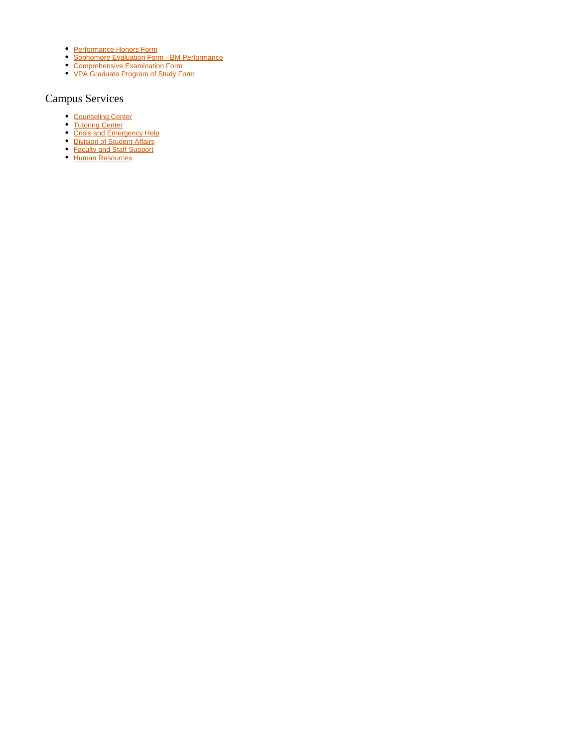- Performance Honors Form
- Sophomore Evaluation Form - BM Performance
- Comprehensive Examination Form
- VPA Graduate Program of Study Form

## Campus Services

- Counseling Center
- Tutoring Center
- Crisis and Emergency Help
- Division of Student Affairs
- Faculty and Staff Support
- Human Resources